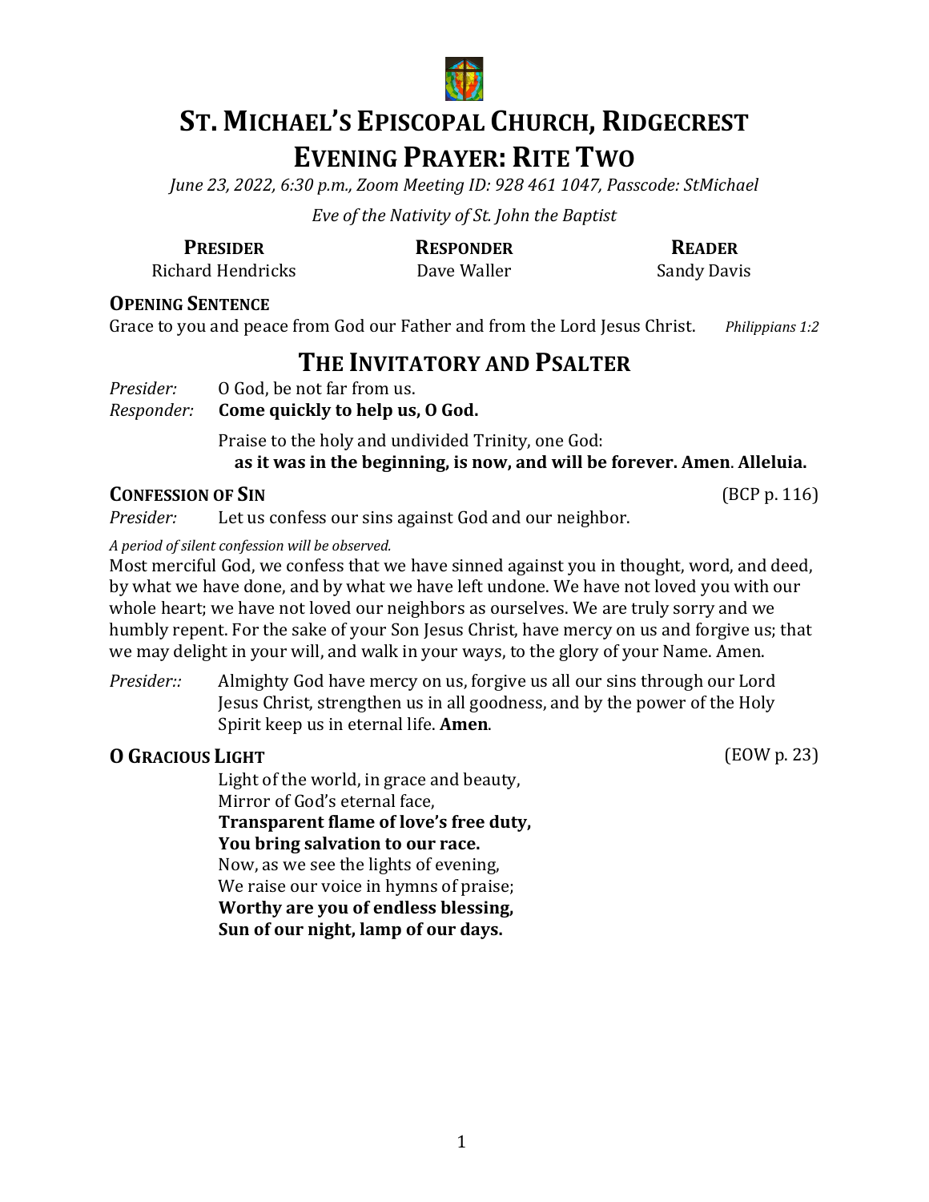# ST. MICHAEL'S EPISCOPAL CHURCH, RIDGECREST
# EVENING PRAYER: RITE TWO

*June 23, 2022, 6:30 p.m., Zoom Meeting ID: 928 461 1047, Passcode: StMichael*

*Eve of the Nativity of St. John the Baptist*

| **PRESIDER** | **RESPONDER** | **READER** |
|---|---|---|
| Richard Hendricks | Dave Waller | Sandy Davis |

### OPENING SENTENCE

Grace to you and peace from God our Father and from the Lord Jesus Christ. *Philippians 1:2*

## THE INVITATORY AND PSALTER

*Presider:* O God, be not far from us.
*Responder:* **Come quickly to help us, O God.**

Praise to the holy and undivided Trinity, one God:
**as it was in the beginning, is now, and will be forever. Amen**. **Alleluia.**

### CONFESSION OF SIN (BCP p. 116)

*Presider:* Let us confess our sins against God and our neighbor.

*A period of silent confession will be observed.*

Most merciful God, we confess that we have sinned against you in thought, word, and deed, by what we have done, and by what we have left undone. We have not loved you with our whole heart; we have not loved our neighbors as ourselves. We are truly sorry and we humbly repent. For the sake of your Son Jesus Christ, have mercy on us and forgive us; that we may delight in your will, and walk in your ways, to the glory of your Name. Amen.

*Presider::* Almighty God have mercy on us, forgive us all our sins through our Lord Jesus Christ, strengthen us in all goodness, and by the power of the Holy Spirit keep us in eternal life. **Amen**.

### O GRACIOUS LIGHT (EOW p. 23)

Light of the world, in grace and beauty,
Mirror of God's eternal face,
**Transparent flame of love's free duty,**
**You bring salvation to our race.**
Now, as we see the lights of evening,
We raise our voice in hymns of praise;
**Worthy are you of endless blessing,**
**Sun of our night, lamp of our days.**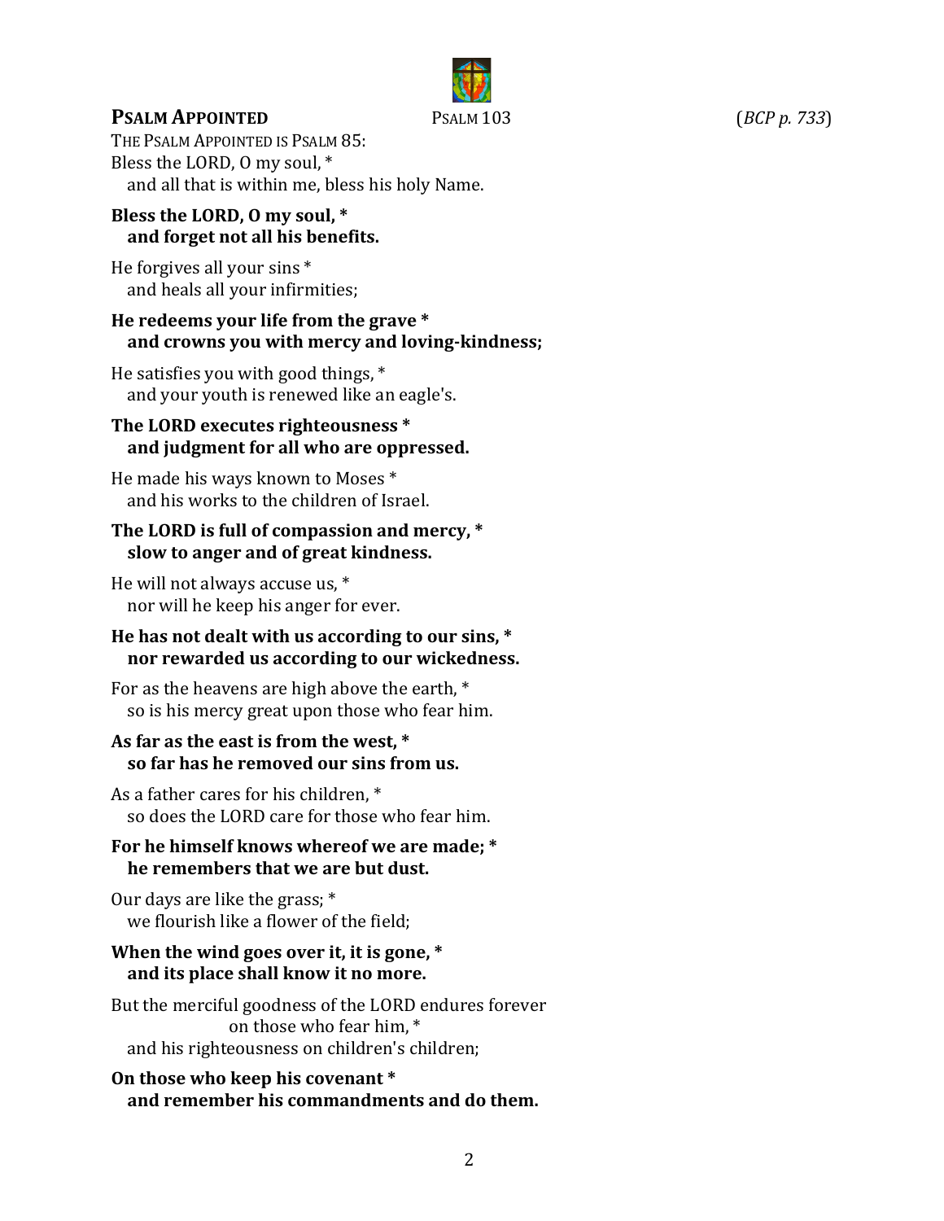## **Psalm Appointed** Psalm 103 (*BCP p. 733*)

The Psalm Appointed is Psalm 85:

Bless the LORD, O my soul, *
and all that is within me, bless his holy Name.

**Bless the LORD, O my soul, *
and forget not all his benefits.**

He forgives all your sins *
and heals all your infirmities;

**He redeems your life from the grave *
and crowns you with mercy and loving-kindness;**

He satisfies you with good things, *
and your youth is renewed like an eagle's.

**The LORD executes righteousness *
and judgment for all who are oppressed.**

He made his ways known to Moses *
and his works to the children of Israel.

**The LORD is full of compassion and mercy, *
slow to anger and of great kindness.**

He will not always accuse us, *
nor will he keep his anger for ever.

**He has not dealt with us according to our sins, *
nor rewarded us according to our wickedness.**

For as the heavens are high above the earth, *
so is his mercy great upon those who fear him.

**As far as the east is from the west, *
so far has he removed our sins from us.**

As a father cares for his children, *
so does the LORD care for those who fear him.

**For he himself knows whereof we are made; *
he remembers that we are but dust.**

Our days are like the grass; *
we flourish like a flower of the field;

**When the wind goes over it, it is gone, *
and its place shall know it no more.**

But the merciful goodness of the LORD endures forever
on those who fear him, *
and his righteousness on children's children;

**On those who keep his covenant *
and remember his commandments and do them.**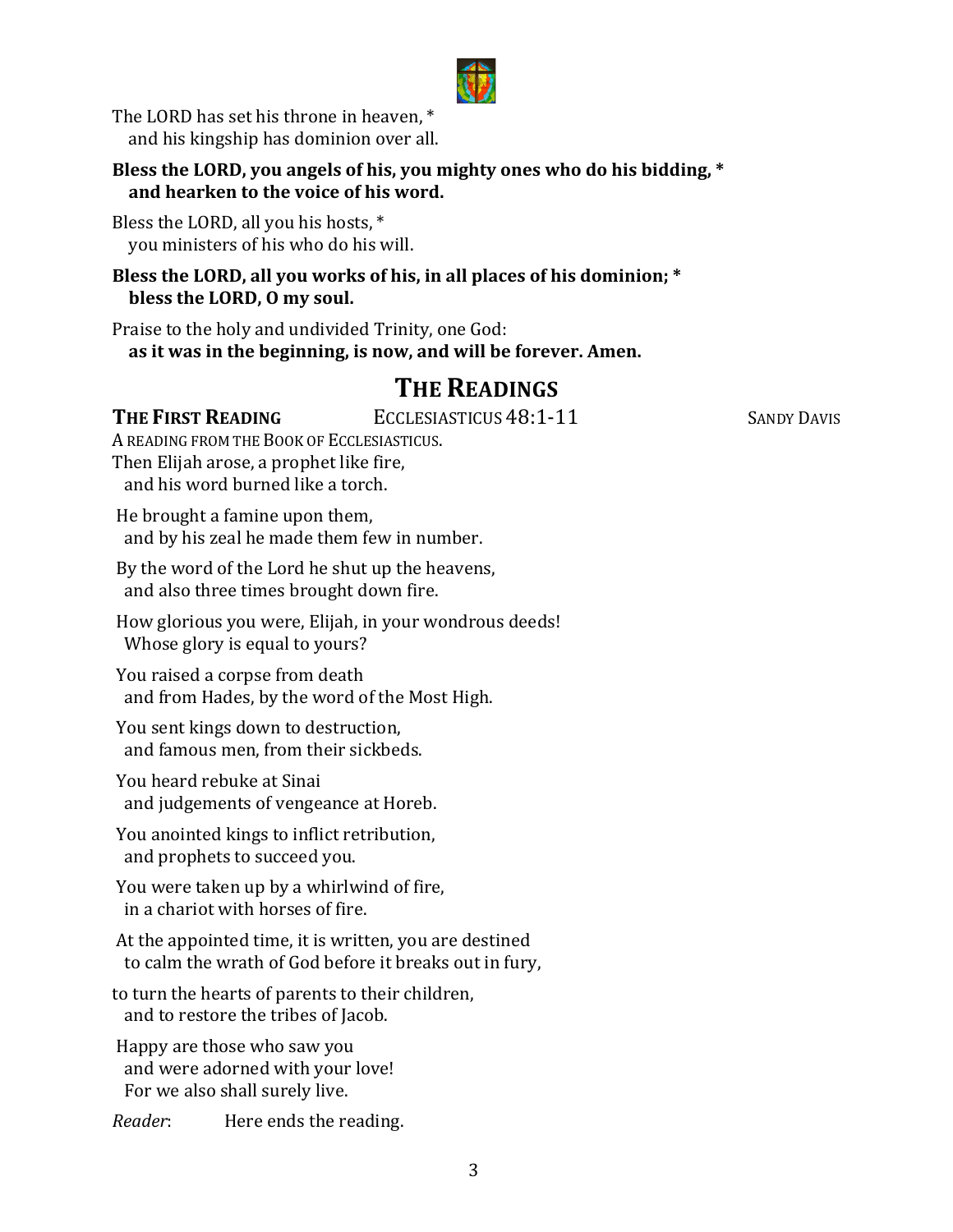The LORD has set his throne in heaven, *
  and his kingship has dominion over all.

**Bless the LORD, you angels of his, you mighty ones who do his bidding, *
  and hearken to the voice of his word.**

Bless the LORD, all you his hosts, *
  you ministers of his who do his will.

**Bless the LORD, all you works of his, in all places of his dominion; *
  bless the LORD, O my soul.**

Praise to the holy and undivided Trinity, one God:
  **as it was in the beginning, is now, and will be forever. Amen.**

## THE READINGS

**THE FIRST READING** ECCLESIASTICUS 48:1-11 SANDY DAVIS

A READING FROM THE BOOK OF ECCLESIASTICUS.
Then Elijah arose, a prophet like fire,
  and his word burned like a torch.

He brought a famine upon them,
  and by his zeal he made them few in number.

By the word of the Lord he shut up the heavens,
  and also three times brought down fire.

How glorious you were, Elijah, in your wondrous deeds!
  Whose glory is equal to yours?

You raised a corpse from death
  and from Hades, by the word of the Most High.

You sent kings down to destruction,
  and famous men, from their sickbeds.

You heard rebuke at Sinai
  and judgements of vengeance at Horeb.

You anointed kings to inflict retribution,
  and prophets to succeed you.

You were taken up by a whirlwind of fire,
  in a chariot with horses of fire.

At the appointed time, it is written, you are destined
  to calm the wrath of God before it breaks out in fury,

to turn the hearts of parents to their children,
  and to restore the tribes of Jacob.

Happy are those who saw you
  and were adorned with your love!
  For we also shall surely live.

*Reader*: Here ends the reading.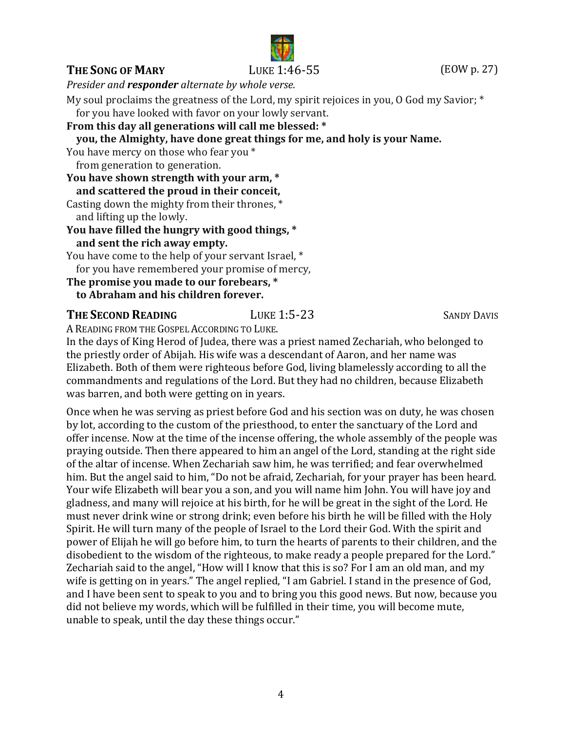## THE SONG OF MARY LUKE 1:46-55 (EOW p. 27)

*Presider and **responder** alternate by whole verse.*

My soul proclaims the greatness of the Lord, my spirit rejoices in you, O God my Savior; *
  for you have looked with favor on your lowly servant.
**From this day all generations will call me blessed: *
  you, the Almighty, have done great things for me, and holy is your Name.**
You have mercy on those who fear you *
  from generation to generation.
**You have shown strength with your arm, *
  and scattered the proud in their conceit,**
Casting down the mighty from their thrones, *
  and lifting up the lowly.
**You have filled the hungry with good things, *
  and sent the rich away empty.**
You have come to the help of your servant Israel, *
  for you have remembered your promise of mercy,
**The promise you made to our forebears, *
  to Abraham and his children forever.**

## THE SECOND READING LUKE 1:5-23 SANDY DAVIS

A READING FROM THE GOSPEL ACCORDING TO LUKE.

In the days of King Herod of Judea, there was a priest named Zechariah, who belonged to the priestly order of Abijah. His wife was a descendant of Aaron, and her name was Elizabeth. Both of them were righteous before God, living blamelessly according to all the commandments and regulations of the Lord. But they had no children, because Elizabeth was barren, and both were getting on in years.

Once when he was serving as priest before God and his section was on duty, he was chosen by lot, according to the custom of the priesthood, to enter the sanctuary of the Lord and offer incense. Now at the time of the incense offering, the whole assembly of the people was praying outside. Then there appeared to him an angel of the Lord, standing at the right side of the altar of incense. When Zechariah saw him, he was terrified; and fear overwhelmed him. But the angel said to him, "Do not be afraid, Zechariah, for your prayer has been heard. Your wife Elizabeth will bear you a son, and you will name him John. You will have joy and gladness, and many will rejoice at his birth, for he will be great in the sight of the Lord. He must never drink wine or strong drink; even before his birth he will be filled with the Holy Spirit. He will turn many of the people of Israel to the Lord their God. With the spirit and power of Elijah he will go before him, to turn the hearts of parents to their children, and the disobedient to the wisdom of the righteous, to make ready a people prepared for the Lord." Zechariah said to the angel, "How will I know that this is so? For I am an old man, and my wife is getting on in years." The angel replied, "I am Gabriel. I stand in the presence of God, and I have been sent to speak to you and to bring you this good news. But now, because you did not believe my words, which will be fulfilled in their time, you will become mute, unable to speak, until the day these things occur."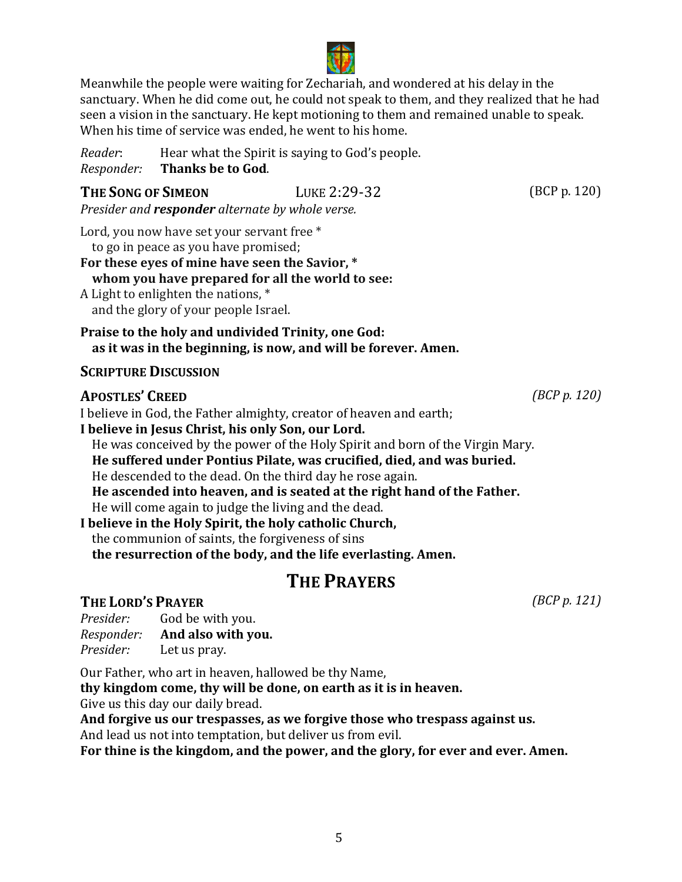Meanwhile the people were waiting for Zechariah, and wondered at his delay in the sanctuary. When he did come out, he could not speak to them, and they realized that he had seen a vision in the sanctuary. He kept motioning to them and remained unable to speak. When his time of service was ended, he went to his home.

*Reader*: Hear what the Spirit is saying to God's people.
*Responder:* **Thanks be to God**.

### THE SONG OF SIMEON — LUKE 2:29-32 (BCP p. 120)

*Presider and **responder** alternate by whole verse.*

Lord, you now have set your servant free *
to go in peace as you have promised;
**For these eyes of mine have seen the Savior, ***
**whom you have prepared for all the world to see:**
A Light to enlighten the nations, *
and the glory of your people Israel.

**Praise to the holy and undivided Trinity, one God:**
**as it was in the beginning, is now, and will be forever. Amen.**

### SCRIPTURE DISCUSSION

### APOSTLES' CREED *(BCP p. 120)*

I believe in God, the Father almighty, creator of heaven and earth;
**I believe in Jesus Christ, his only Son, our Lord.**
He was conceived by the power of the Holy Spirit and born of the Virgin Mary.
**He suffered under Pontius Pilate, was crucified, died, and was buried.**
He descended to the dead. On the third day he rose again.
**He ascended into heaven, and is seated at the right hand of the Father.**
He will come again to judge the living and the dead.
**I believe in the Holy Spirit, the holy catholic Church,**
the communion of saints, the forgiveness of sins
**the resurrection of the body, and the life everlasting. Amen.**

## THE PRAYERS

### THE LORD'S PRAYER *(BCP p. 121)*

*Presider:* God be with you.
*Responder:* **And also with you.**
*Presider:* Let us pray.

Our Father, who art in heaven, hallowed be thy Name,
**thy kingdom come, thy will be done, on earth as it is in heaven.**
Give us this day our daily bread.
**And forgive us our trespasses, as we forgive those who trespass against us.**
And lead us not into temptation, but deliver us from evil.
**For thine is the kingdom, and the power, and the glory, for ever and ever. Amen.**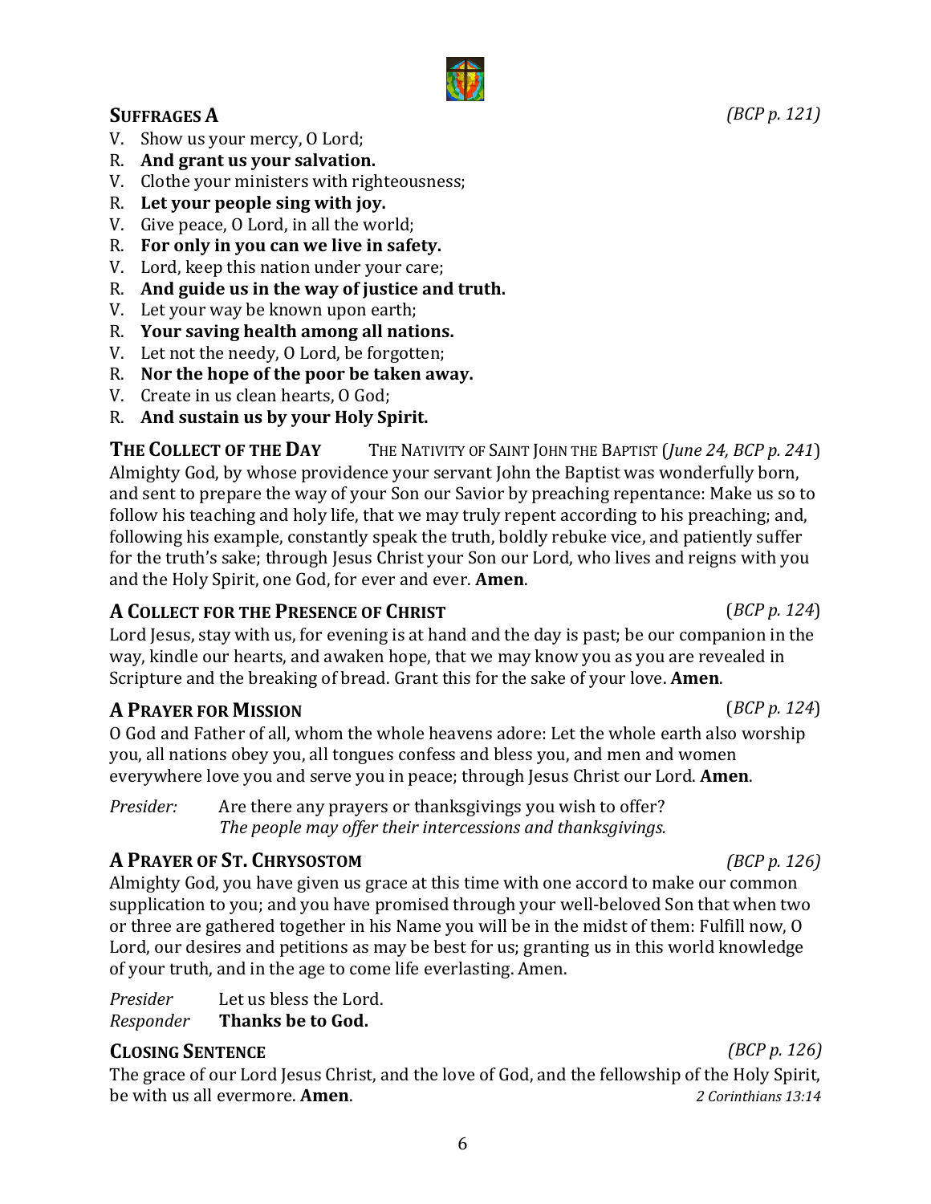## SUFFRAGES A *(BCP p. 121)*

V. Show us your mercy, O Lord;
R. **And grant us your salvation.**
V. Clothe your ministers with righteousness;
R. **Let your people sing with joy.**
V. Give peace, O Lord, in all the world;
R. **For only in you can we live in safety.**
V. Lord, keep this nation under your care;
R. **And guide us in the way of justice and truth.**
V. Let your way be known upon earth;
R. **Your saving health among all nations.**
V. Let not the needy, O Lord, be forgotten;
R. **Nor the hope of the poor be taken away.**
V. Create in us clean hearts, O God;
R. **And sustain us by your Holy Spirit.**

## THE COLLECT OF THE DAY — THE NATIVITY OF SAINT JOHN THE BAPTIST (*June 24, BCP p. 241*)

Almighty God, by whose providence your servant John the Baptist was wonderfully born, and sent to prepare the way of your Son our Savior by preaching repentance: Make us so to follow his teaching and holy life, that we may truly repent according to his preaching; and, following his example, constantly speak the truth, boldly rebuke vice, and patiently suffer for the truth's sake; through Jesus Christ your Son our Lord, who lives and reigns with you and the Holy Spirit, one God, for ever and ever. **Amen**.

## A COLLECT FOR THE PRESENCE OF CHRIST (*BCP p. 124*)

Lord Jesus, stay with us, for evening is at hand and the day is past; be our companion in the way, kindle our hearts, and awaken hope, that we may know you as you are revealed in Scripture and the breaking of bread. Grant this for the sake of your love. **Amen**.

## A PRAYER FOR MISSION (*BCP p. 124*)

O God and Father of all, whom the whole heavens adore: Let the whole earth also worship you, all nations obey you, all tongues confess and bless you, and men and women everywhere love you and serve you in peace; through Jesus Christ our Lord. **Amen**.

*Presider:* Are there any prayers or thanksgivings you wish to offer?
*The people may offer their intercessions and thanksgivings.*

## A PRAYER OF ST. CHRYSOSTOM *(BCP p. 126)*

Almighty God, you have given us grace at this time with one accord to make our common supplication to you; and you have promised through your well-beloved Son that when two or three are gathered together in his Name you will be in the midst of them: Fulfill now, O Lord, our desires and petitions as may be best for us; granting us in this world knowledge of your truth, and in the age to come life everlasting. Amen.

*Presider* Let us bless the Lord.
*Responder* **Thanks be to God.**

## CLOSING SENTENCE *(BCP p. 126)*

The grace of our Lord Jesus Christ, and the love of God, and the fellowship of the Holy Spirit, be with us all evermore. **Amen**. *2 Corinthians 13:14*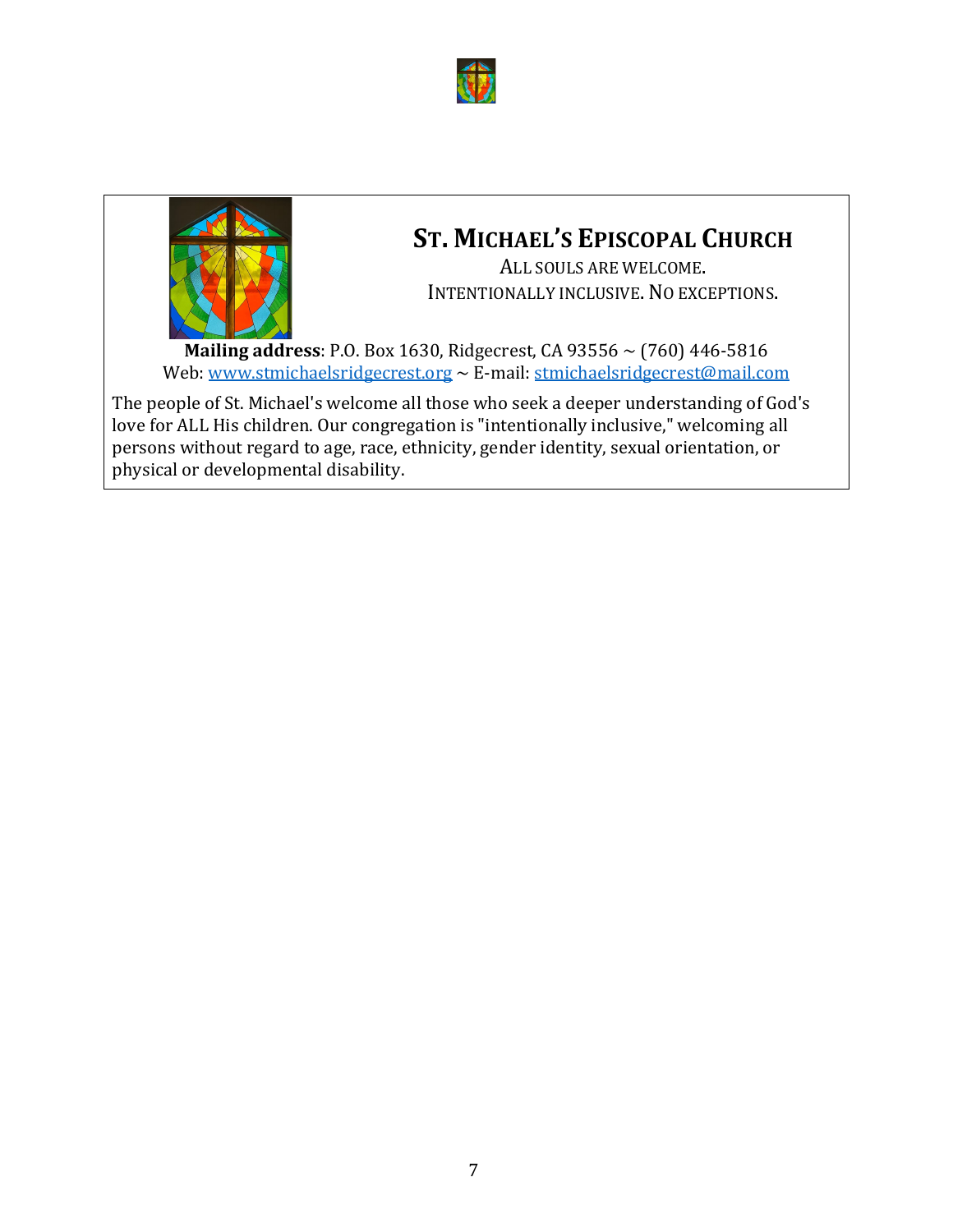## ST. MICHAEL'S EPISCOPAL CHURCH

ALL SOULS ARE WELCOME.
INTENTIONALLY INCLUSIVE. NO EXCEPTIONS.

**Mailing address**: P.O. Box 1630, Ridgecrest, CA 93556 ~ (760) 446-5816
Web: www.stmichaelsridgecrest.org ~ E-mail: stmichaelsridgecrest@mail.com

The people of St. Michael's welcome all those who seek a deeper understanding of God's love for ALL His children. Our congregation is "intentionally inclusive," welcoming all persons without regard to age, race, ethnicity, gender identity, sexual orientation, or physical or developmental disability.